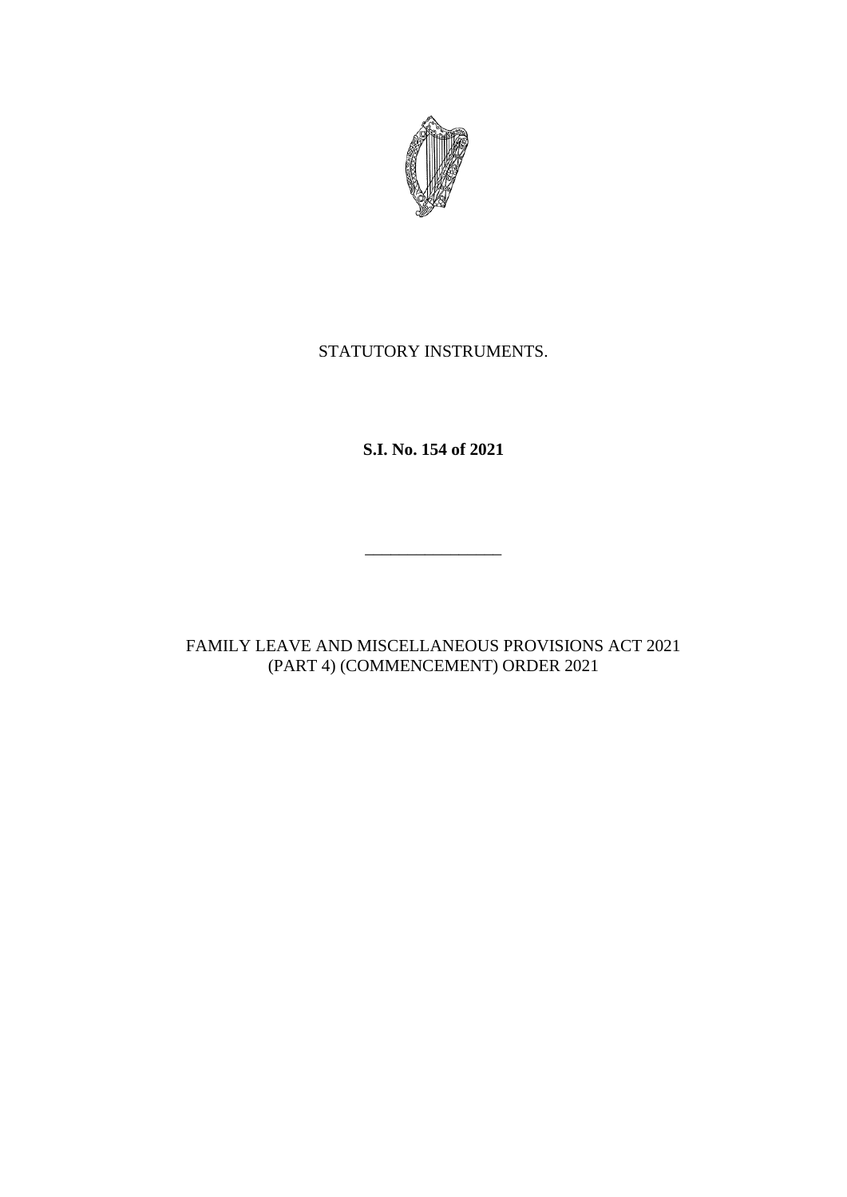STATUTORY INSTRUMENTS.

**S.I. No. 154 of 2021**

---

FAMILY LEAVE AND MISCELLANEOUS PROVISIONS ACT 2021 (PART 4) (COMMENCEMENT) ORDER 2021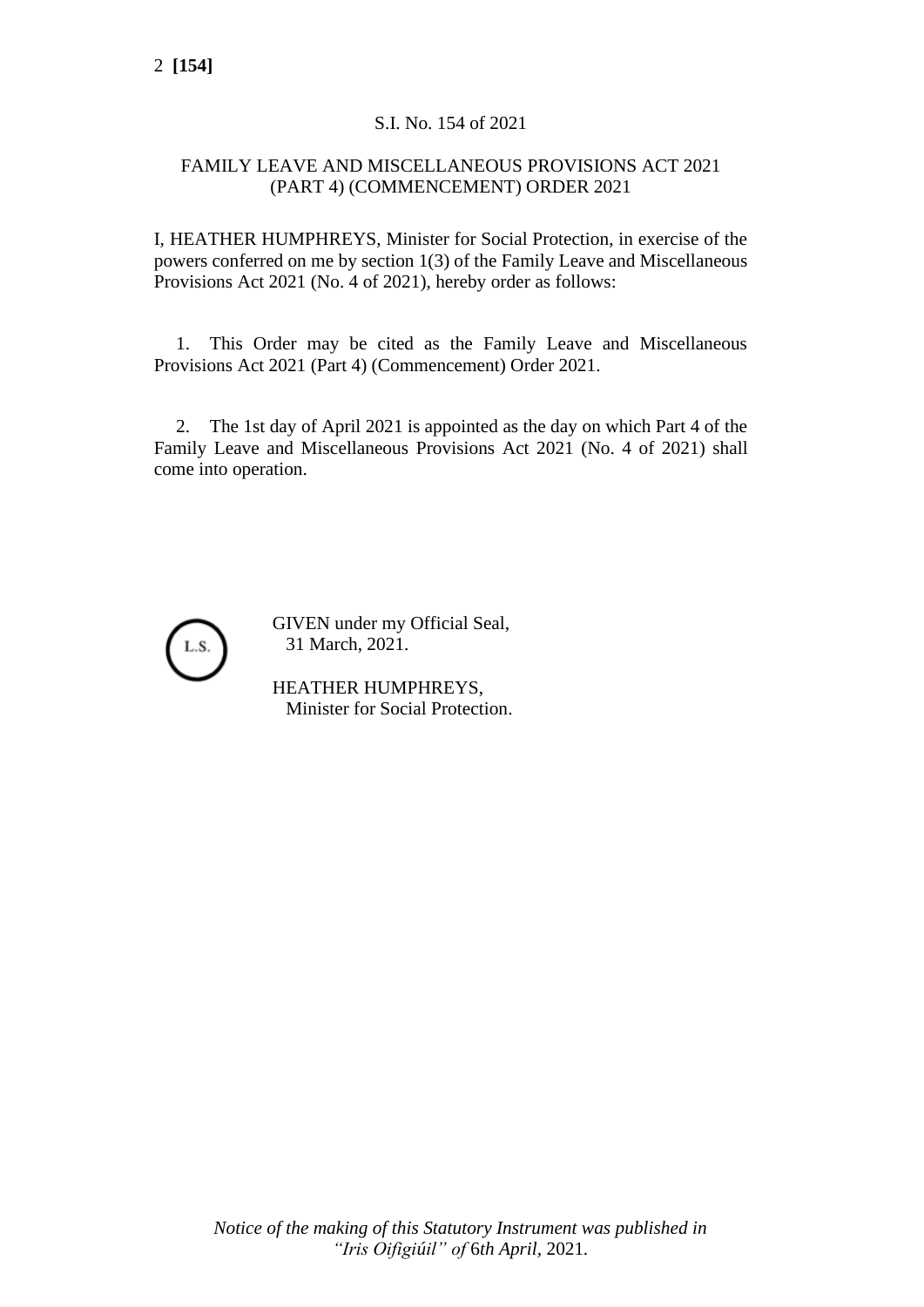S.I. No. 154 of 2021

FAMILY LEAVE AND MISCELLANEOUS PROVISIONS ACT 2021 (PART 4) (COMMENCEMENT) ORDER 2021

I, HEATHER HUMPHREYS, Minister for Social Protection, in exercise of the powers conferred on me by section 1(3) of the Family Leave and Miscellaneous Provisions Act 2021 (No. 4 of 2021), hereby order as follows:

1. This Order may be cited as the Family Leave and Miscellaneous Provisions Act 2021 (Part 4) (Commencement) Order 2021.

2. The 1st day of April 2021 is appointed as the day on which Part 4 of the Family Leave and Miscellaneous Provisions Act 2021 (No. 4 of 2021) shall come into operation.

L.S.

GIVEN under my Official Seal,
31 March, 2021.

HEATHER HUMPHREYS,
Minister for Social Protection.

*Notice of the making of this Statutory Instrument was published in "Iris Oifigiúil" of 6th April, 2021.*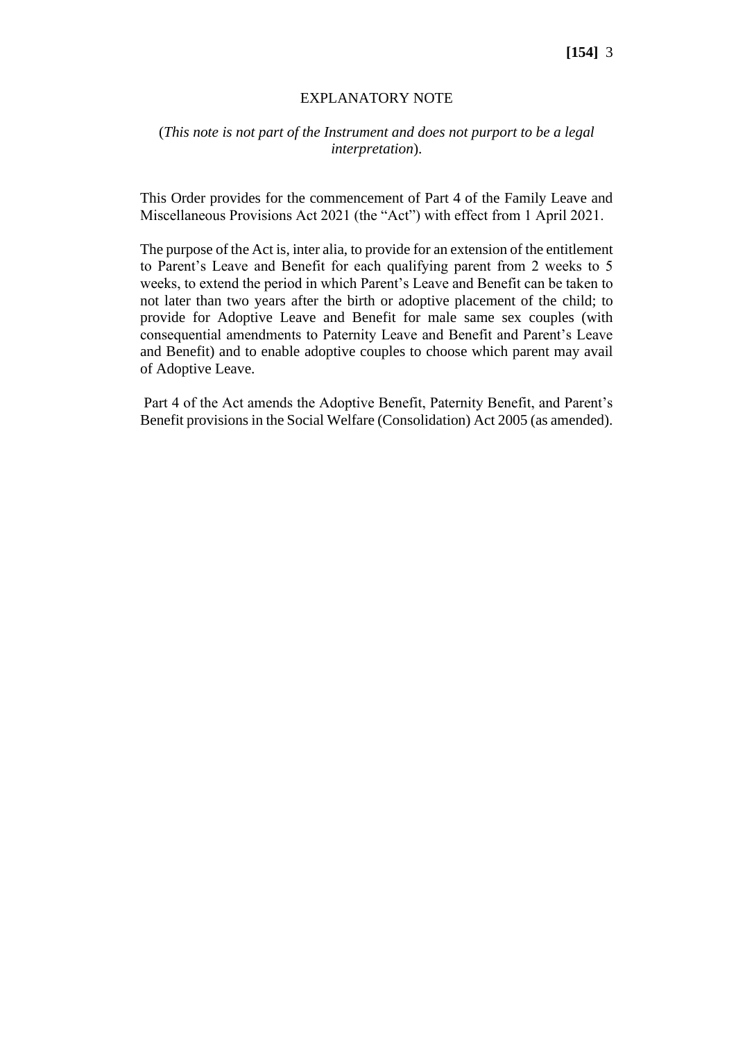## EXPLANATORY NOTE

(*This note is not part of the Instrument and does not purport to be a legal interpretation*).

This Order provides for the commencement of Part 4 of the Family Leave and Miscellaneous Provisions Act 2021 (the "Act") with effect from 1 April 2021.

The purpose of the Act is, inter alia, to provide for an extension of the entitlement to Parent's Leave and Benefit for each qualifying parent from 2 weeks to 5 weeks, to extend the period in which Parent's Leave and Benefit can be taken to not later than two years after the birth or adoptive placement of the child; to provide for Adoptive Leave and Benefit for male same sex couples (with consequential amendments to Paternity Leave and Benefit and Parent's Leave and Benefit) and to enable adoptive couples to choose which parent may avail of Adoptive Leave.

Part 4 of the Act amends the Adoptive Benefit, Paternity Benefit, and Parent's Benefit provisions in the Social Welfare (Consolidation) Act 2005 (as amended).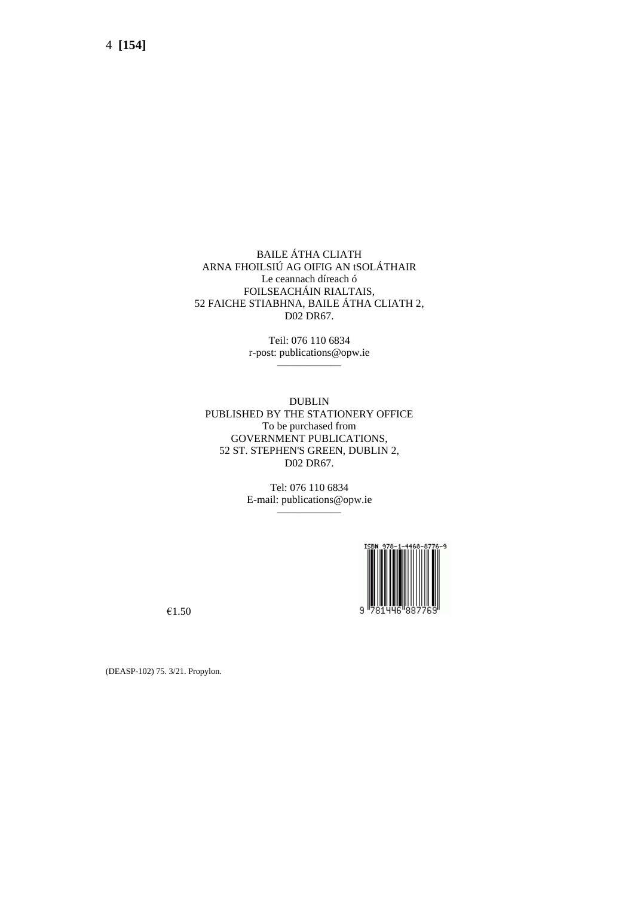BAILE ÁTHA CLIATH
ARNA FHOILSIÚ AG OIFIG AN tSOLÁTHAIR
Le ceannach díreach ó
FOILSEACHÁIN RIALTAIS,
52 FAICHE STIABHNA, BAILE ÁTHA CLIATH 2,
D02 DR67.

Teil: 076 110 6834
r-post: publications@opw.ie

---

DUBLIN
PUBLISHED BY THE STATIONERY OFFICE
To be purchased from
GOVERNMENT PUBLICATIONS,
52 ST. STEPHEN'S GREEN, DUBLIN 2,
D02 DR67.

Tel: 076 110 6834
E-mail: publications@opw.ie

---

ISBN 978-1-4468-8776-9

9 781446 887769

€1.50

(DEASP-102) 75. 3/21. Propylon.